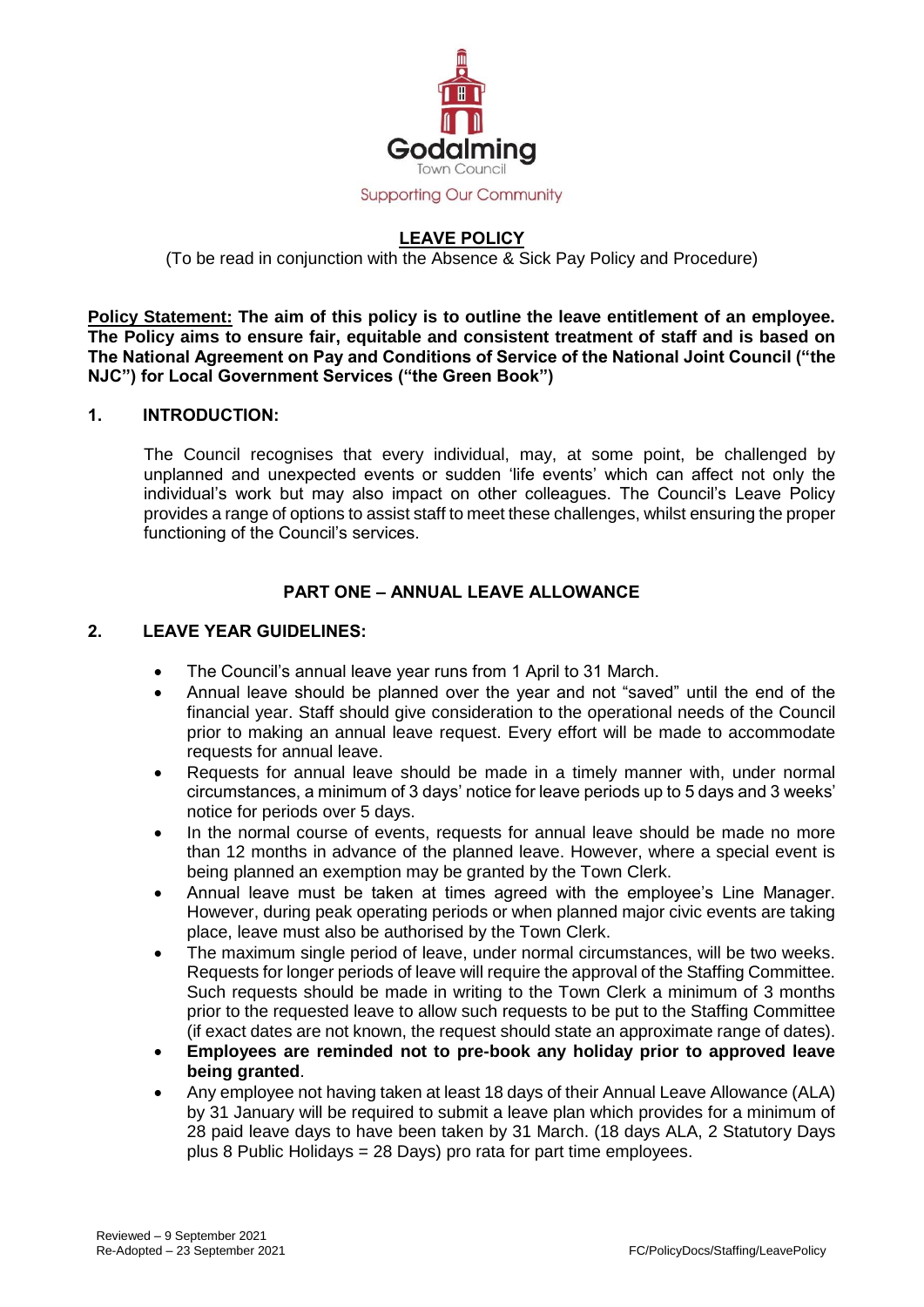Godalming
Town Council
Supporting Our Community

# LEAVE POLICY

(To be read in conjunction with the Absence & Sick Pay Policy and Procedure)

**Policy Statement: The aim of this policy is to outline the leave entitlement of an employee. The Policy aims to ensure fair, equitable and consistent treatment of staff and is based on The National Agreement on Pay and Conditions of Service of the National Joint Council ("the NJC") for Local Government Services ("the Green Book")**

## 1. INTRODUCTION:

The Council recognises that every individual, may, at some point, be challenged by unplanned and unexpected events or sudden 'life events' which can affect not only the individual's work but may also impact on other colleagues. The Council's Leave Policy provides a range of options to assist staff to meet these challenges, whilst ensuring the proper functioning of the Council's services.

## PART ONE – ANNUAL LEAVE ALLOWANCE

## 2. LEAVE YEAR GUIDELINES:

- The Council's annual leave year runs from 1 April to 31 March.
- Annual leave should be planned over the year and not "saved" until the end of the financial year. Staff should give consideration to the operational needs of the Council prior to making an annual leave request. Every effort will be made to accommodate requests for annual leave.
- Requests for annual leave should be made in a timely manner with, under normal circumstances, a minimum of 3 days' notice for leave periods up to 5 days and 3 weeks' notice for periods over 5 days.
- In the normal course of events, requests for annual leave should be made no more than 12 months in advance of the planned leave. However, where a special event is being planned an exemption may be granted by the Town Clerk.
- Annual leave must be taken at times agreed with the employee's Line Manager. However, during peak operating periods or when planned major civic events are taking place, leave must also be authorised by the Town Clerk.
- The maximum single period of leave, under normal circumstances, will be two weeks. Requests for longer periods of leave will require the approval of the Staffing Committee. Such requests should be made in writing to the Town Clerk a minimum of 3 months prior to the requested leave to allow such requests to be put to the Staffing Committee (if exact dates are not known, the request should state an approximate range of dates).
- **Employees are reminded not to pre-book any holiday prior to approved leave being granted**.
- Any employee not having taken at least 18 days of their Annual Leave Allowance (ALA) by 31 January will be required to submit a leave plan which provides for a minimum of 28 paid leave days to have been taken by 31 March. (18 days ALA, 2 Statutory Days plus 8 Public Holidays = 28 Days) pro rata for part time employees.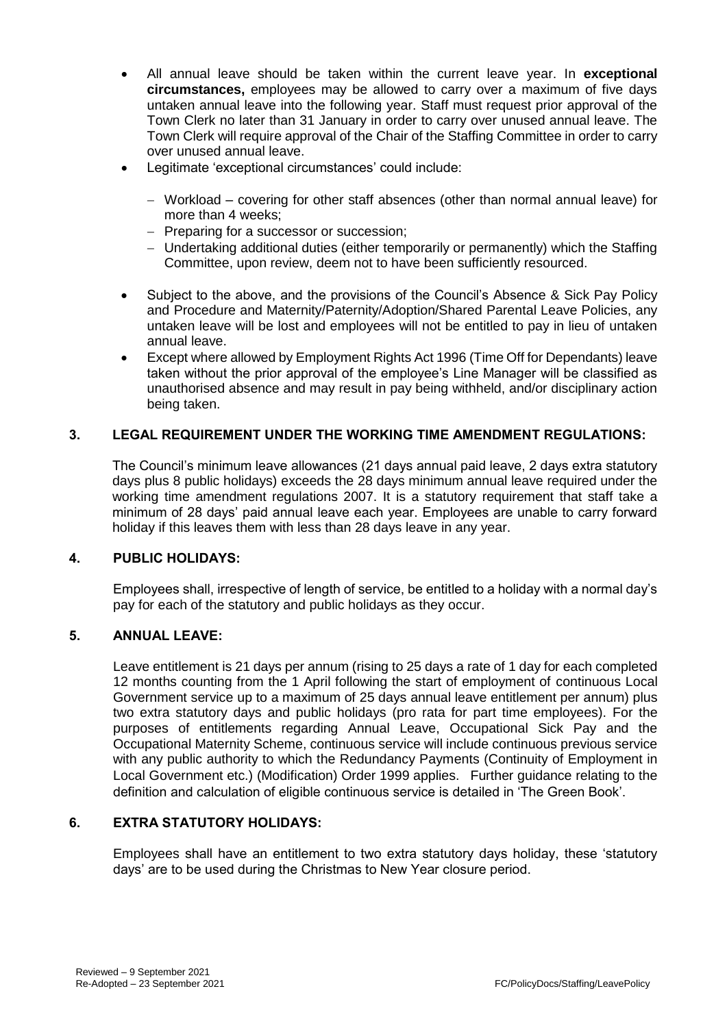- All annual leave should be taken within the current leave year. In **exceptional circumstances,** employees may be allowed to carry over a maximum of five days untaken annual leave into the following year. Staff must request prior approval of the Town Clerk no later than 31 January in order to carry over unused annual leave. The Town Clerk will require approval of the Chair of the Staffing Committee in order to carry over unused annual leave.
- Legitimate 'exceptional circumstances' could include:
  - Workload – covering for other staff absences (other than normal annual leave) for more than 4 weeks;
  - Preparing for a successor or succession;
  - Undertaking additional duties (either temporarily or permanently) which the Staffing Committee, upon review, deem not to have been sufficiently resourced.
- Subject to the above, and the provisions of the Council's Absence & Sick Pay Policy and Procedure and Maternity/Paternity/Adoption/Shared Parental Leave Policies, any untaken leave will be lost and employees will not be entitled to pay in lieu of untaken annual leave.
- Except where allowed by Employment Rights Act 1996 (Time Off for Dependants) leave taken without the prior approval of the employee's Line Manager will be classified as unauthorised absence and may result in pay being withheld, and/or disciplinary action being taken.

## 3. LEGAL REQUIREMENT UNDER THE WORKING TIME AMENDMENT REGULATIONS:

The Council's minimum leave allowances (21 days annual paid leave, 2 days extra statutory days plus 8 public holidays) exceeds the 28 days minimum annual leave required under the working time amendment regulations 2007. It is a statutory requirement that staff take a minimum of 28 days' paid annual leave each year. Employees are unable to carry forward holiday if this leaves them with less than 28 days leave in any year.

## 4. PUBLIC HOLIDAYS:

Employees shall, irrespective of length of service, be entitled to a holiday with a normal day's pay for each of the statutory and public holidays as they occur.

## 5. ANNUAL LEAVE:

Leave entitlement is 21 days per annum (rising to 25 days a rate of 1 day for each completed 12 months counting from the 1 April following the start of employment of continuous Local Government service up to a maximum of 25 days annual leave entitlement per annum) plus two extra statutory days and public holidays (pro rata for part time employees). For the purposes of entitlements regarding Annual Leave, Occupational Sick Pay and the Occupational Maternity Scheme, continuous service will include continuous previous service with any public authority to which the Redundancy Payments (Continuity of Employment in Local Government etc.) (Modification) Order 1999 applies. Further guidance relating to the definition and calculation of eligible continuous service is detailed in 'The Green Book'.

## 6. EXTRA STATUTORY HOLIDAYS:

Employees shall have an entitlement to two extra statutory days holiday, these 'statutory days' are to be used during the Christmas to New Year closure period.

Reviewed – 9 September 2021
Re-Adopted – 23 September 2021

FC/PolicyDocs/Staffing/LeavePolicy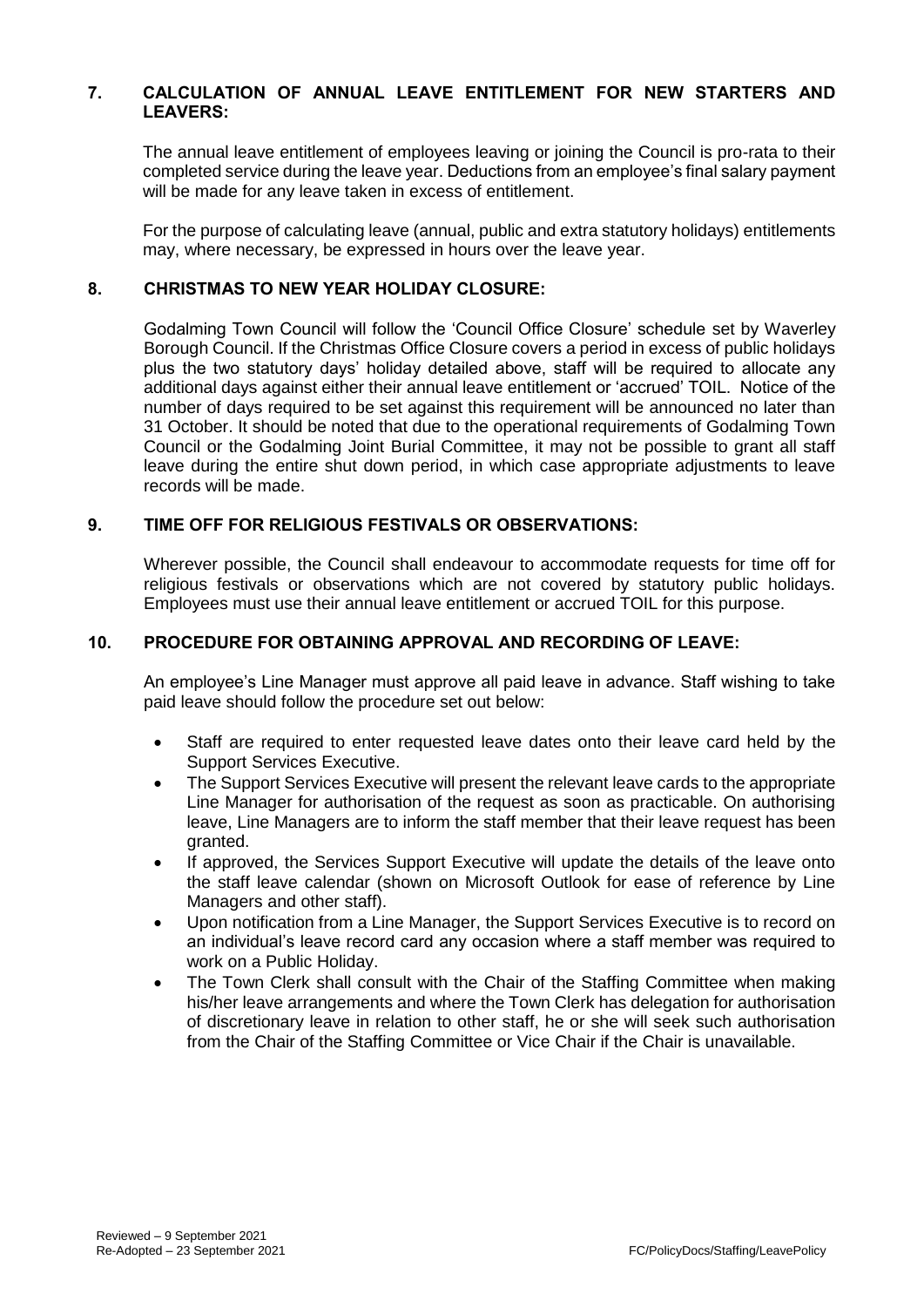## 7. CALCULATION OF ANNUAL LEAVE ENTITLEMENT FOR NEW STARTERS AND LEAVERS:

The annual leave entitlement of employees leaving or joining the Council is pro-rata to their completed service during the leave year. Deductions from an employee's final salary payment will be made for any leave taken in excess of entitlement.

For the purpose of calculating leave (annual, public and extra statutory holidays) entitlements may, where necessary, be expressed in hours over the leave year.

## 8. CHRISTMAS TO NEW YEAR HOLIDAY CLOSURE:

Godalming Town Council will follow the 'Council Office Closure' schedule set by Waverley Borough Council. If the Christmas Office Closure covers a period in excess of public holidays plus the two statutory days' holiday detailed above, staff will be required to allocate any additional days against either their annual leave entitlement or 'accrued' TOIL. Notice of the number of days required to be set against this requirement will be announced no later than 31 October. It should be noted that due to the operational requirements of Godalming Town Council or the Godalming Joint Burial Committee, it may not be possible to grant all staff leave during the entire shut down period, in which case appropriate adjustments to leave records will be made.

## 9. TIME OFF FOR RELIGIOUS FESTIVALS OR OBSERVATIONS:

Wherever possible, the Council shall endeavour to accommodate requests for time off for religious festivals or observations which are not covered by statutory public holidays. Employees must use their annual leave entitlement or accrued TOIL for this purpose.

## 10. PROCEDURE FOR OBTAINING APPROVAL AND RECORDING OF LEAVE:

An employee's Line Manager must approve all paid leave in advance. Staff wishing to take paid leave should follow the procedure set out below:

- Staff are required to enter requested leave dates onto their leave card held by the Support Services Executive.
- The Support Services Executive will present the relevant leave cards to the appropriate Line Manager for authorisation of the request as soon as practicable. On authorising leave, Line Managers are to inform the staff member that their leave request has been granted.
- If approved, the Services Support Executive will update the details of the leave onto the staff leave calendar (shown on Microsoft Outlook for ease of reference by Line Managers and other staff).
- Upon notification from a Line Manager, the Support Services Executive is to record on an individual's leave record card any occasion where a staff member was required to work on a Public Holiday.
- The Town Clerk shall consult with the Chair of the Staffing Committee when making his/her leave arrangements and where the Town Clerk has delegation for authorisation of discretionary leave in relation to other staff, he or she will seek such authorisation from the Chair of the Staffing Committee or Vice Chair if the Chair is unavailable.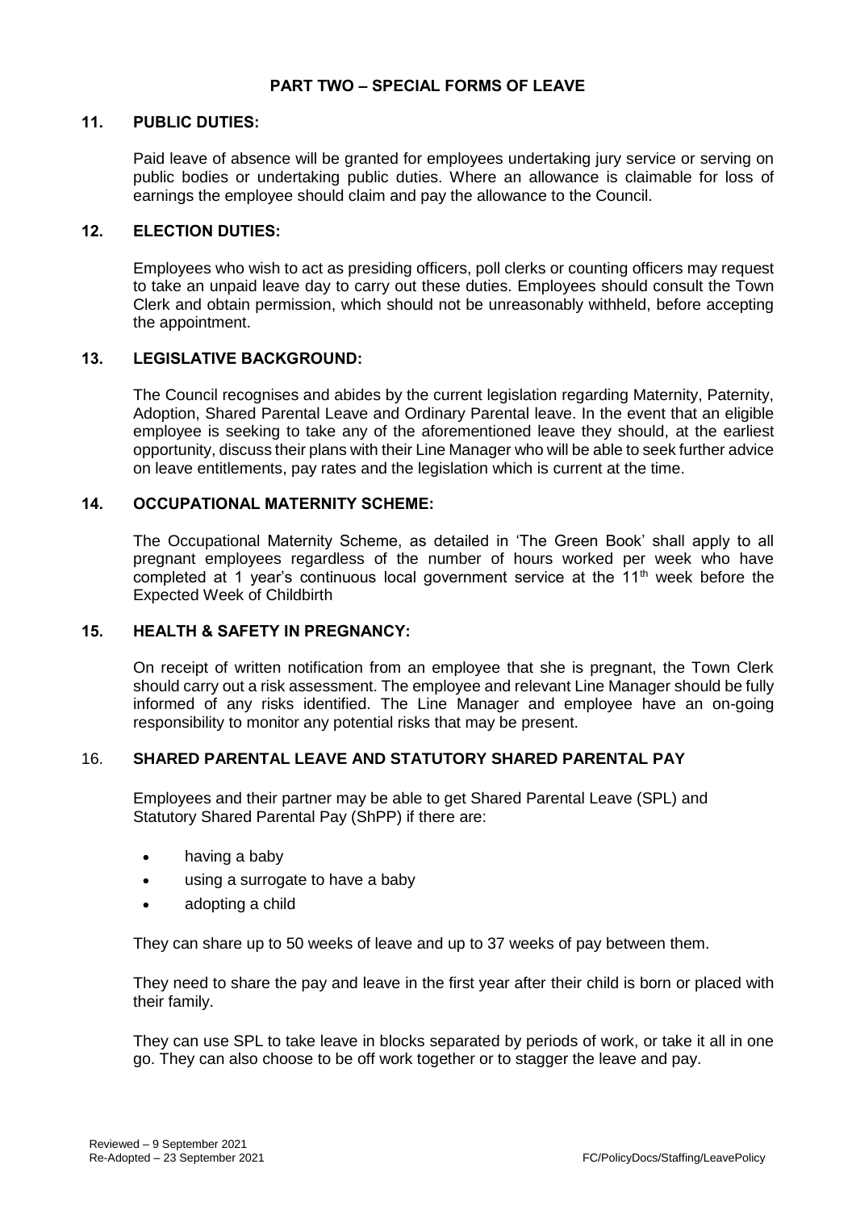## PART TWO – SPECIAL FORMS OF LEAVE

### 11. PUBLIC DUTIES:

Paid leave of absence will be granted for employees undertaking jury service or serving on public bodies or undertaking public duties. Where an allowance is claimable for loss of earnings the employee should claim and pay the allowance to the Council.

### 12. ELECTION DUTIES:

Employees who wish to act as presiding officers, poll clerks or counting officers may request to take an unpaid leave day to carry out these duties. Employees should consult the Town Clerk and obtain permission, which should not be unreasonably withheld, before accepting the appointment.

### 13. LEGISLATIVE BACKGROUND:

The Council recognises and abides by the current legislation regarding Maternity, Paternity, Adoption, Shared Parental Leave and Ordinary Parental leave. In the event that an eligible employee is seeking to take any of the aforementioned leave they should, at the earliest opportunity, discuss their plans with their Line Manager who will be able to seek further advice on leave entitlements, pay rates and the legislation which is current at the time.

### 14. OCCUPATIONAL MATERNITY SCHEME:

The Occupational Maternity Scheme, as detailed in 'The Green Book' shall apply to all pregnant employees regardless of the number of hours worked per week who have completed at 1 year's continuous local government service at the 11th week before the Expected Week of Childbirth

### 15. HEALTH & SAFETY IN PREGNANCY:

On receipt of written notification from an employee that she is pregnant, the Town Clerk should carry out a risk assessment. The employee and relevant Line Manager should be fully informed of any risks identified. The Line Manager and employee have an on-going responsibility to monitor any potential risks that may be present.

### 16. SHARED PARENTAL LEAVE AND STATUTORY SHARED PARENTAL PAY

Employees and their partner may be able to get Shared Parental Leave (SPL) and Statutory Shared Parental Pay (ShPP) if there are:

- having a baby
- using a surrogate to have a baby
- adopting a child

They can share up to 50 weeks of leave and up to 37 weeks of pay between them.

They need to share the pay and leave in the first year after their child is born or placed with their family.

They can use SPL to take leave in blocks separated by periods of work, or take it all in one go. They can also choose to be off work together or to stagger the leave and pay.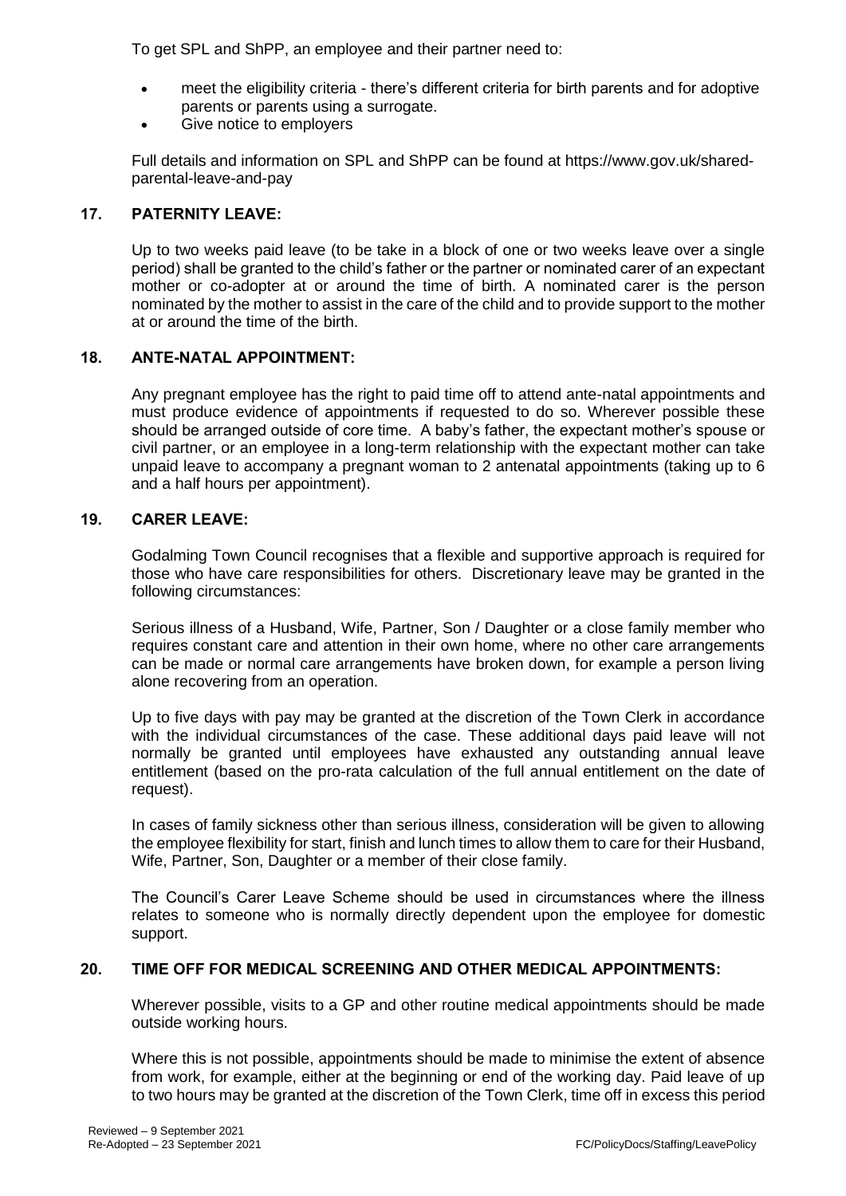To get SPL and ShPP, an employee and their partner need to:

- meet the eligibility criteria - there's different criteria for birth parents and for adoptive parents or parents using a surrogate.
- Give notice to employers

Full details and information on SPL and ShPP can be found at https://www.gov.uk/shared-parental-leave-and-pay

## 17. PATERNITY LEAVE:

Up to two weeks paid leave (to be take in a block of one or two weeks leave over a single period) shall be granted to the child's father or the partner or nominated carer of an expectant mother or co-adopter at or around the time of birth. A nominated carer is the person nominated by the mother to assist in the care of the child and to provide support to the mother at or around the time of the birth.

## 18. ANTE-NATAL APPOINTMENT:

Any pregnant employee has the right to paid time off to attend ante-natal appointments and must produce evidence of appointments if requested to do so. Wherever possible these should be arranged outside of core time. A baby's father, the expectant mother's spouse or civil partner, or an employee in a long-term relationship with the expectant mother can take unpaid leave to accompany a pregnant woman to 2 antenatal appointments (taking up to 6 and a half hours per appointment).

## 19. CARER LEAVE:

Godalming Town Council recognises that a flexible and supportive approach is required for those who have care responsibilities for others. Discretionary leave may be granted in the following circumstances:

Serious illness of a Husband, Wife, Partner, Son / Daughter or a close family member who requires constant care and attention in their own home, where no other care arrangements can be made or normal care arrangements have broken down, for example a person living alone recovering from an operation.

Up to five days with pay may be granted at the discretion of the Town Clerk in accordance with the individual circumstances of the case. These additional days paid leave will not normally be granted until employees have exhausted any outstanding annual leave entitlement (based on the pro-rata calculation of the full annual entitlement on the date of request).

In cases of family sickness other than serious illness, consideration will be given to allowing the employee flexibility for start, finish and lunch times to allow them to care for their Husband, Wife, Partner, Son, Daughter or a member of their close family.

The Council's Carer Leave Scheme should be used in circumstances where the illness relates to someone who is normally directly dependent upon the employee for domestic support.

## 20. TIME OFF FOR MEDICAL SCREENING AND OTHER MEDICAL APPOINTMENTS:

Wherever possible, visits to a GP and other routine medical appointments should be made outside working hours.

Where this is not possible, appointments should be made to minimise the extent of absence from work, for example, either at the beginning or end of the working day. Paid leave of up to two hours may be granted at the discretion of the Town Clerk, time off in excess this period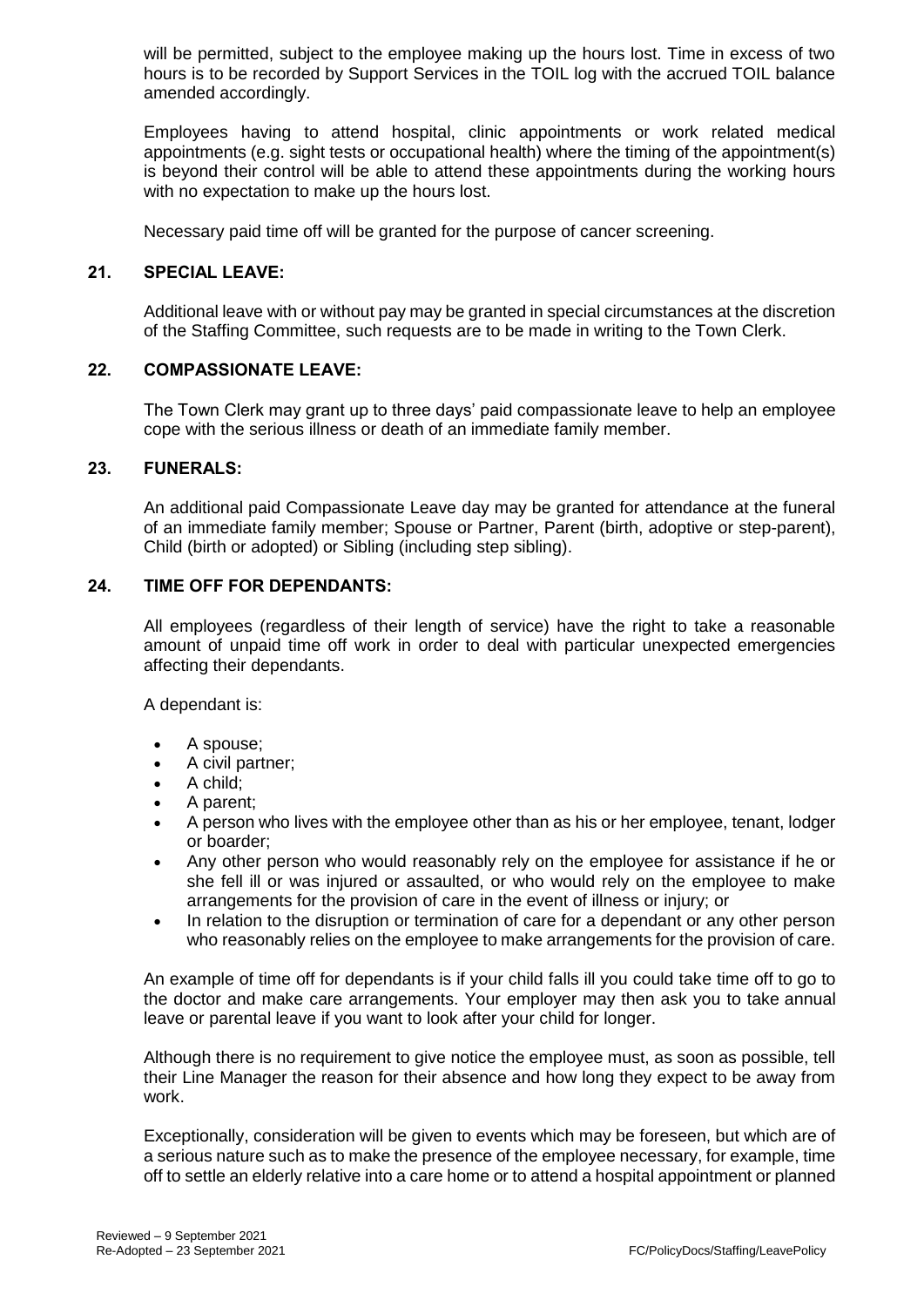will be permitted, subject to the employee making up the hours lost. Time in excess of two hours is to be recorded by Support Services in the TOIL log with the accrued TOIL balance amended accordingly.

Employees having to attend hospital, clinic appointments or work related medical appointments (e.g. sight tests or occupational health) where the timing of the appointment(s) is beyond their control will be able to attend these appointments during the working hours with no expectation to make up the hours lost.

Necessary paid time off will be granted for the purpose of cancer screening.

## 21. SPECIAL LEAVE:

Additional leave with or without pay may be granted in special circumstances at the discretion of the Staffing Committee, such requests are to be made in writing to the Town Clerk.

## 22. COMPASSIONATE LEAVE:

The Town Clerk may grant up to three days' paid compassionate leave to help an employee cope with the serious illness or death of an immediate family member.

## 23. FUNERALS:

An additional paid Compassionate Leave day may be granted for attendance at the funeral of an immediate family member; Spouse or Partner, Parent (birth, adoptive or step-parent), Child (birth or adopted) or Sibling (including step sibling).

## 24. TIME OFF FOR DEPENDANTS:

All employees (regardless of their length of service) have the right to take a reasonable amount of unpaid time off work in order to deal with particular unexpected emergencies affecting their dependants.

A dependant is:

- A spouse;
- A civil partner;
- A child;
- A parent;
- A person who lives with the employee other than as his or her employee, tenant, lodger or boarder;
- Any other person who would reasonably rely on the employee for assistance if he or she fell ill or was injured or assaulted, or who would rely on the employee to make arrangements for the provision of care in the event of illness or injury; or
- In relation to the disruption or termination of care for a dependant or any other person who reasonably relies on the employee to make arrangements for the provision of care.

An example of time off for dependants is if your child falls ill you could take time off to go to the doctor and make care arrangements. Your employer may then ask you to take annual leave or parental leave if you want to look after your child for longer.

Although there is no requirement to give notice the employee must, as soon as possible, tell their Line Manager the reason for their absence and how long they expect to be away from work.

Exceptionally, consideration will be given to events which may be foreseen, but which are of a serious nature such as to make the presence of the employee necessary, for example, time off to settle an elderly relative into a care home or to attend a hospital appointment or planned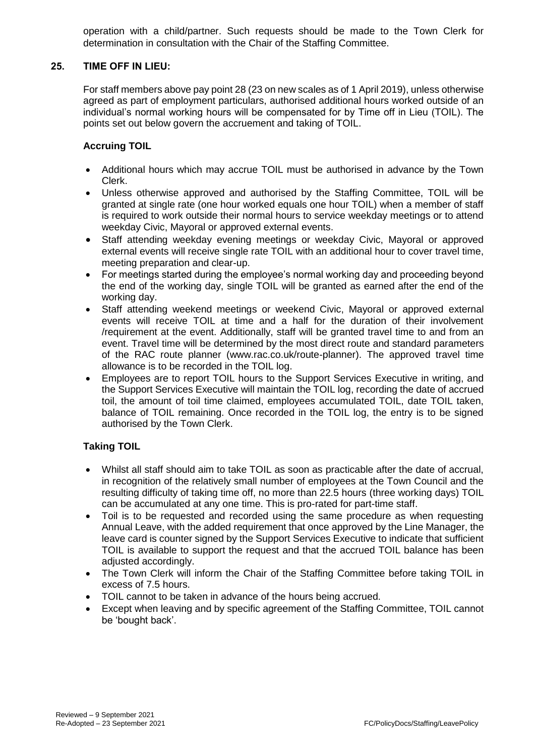operation with a child/partner. Such requests should be made to the Town Clerk for determination in consultation with the Chair of the Staffing Committee.

## 25. TIME OFF IN LIEU:

For staff members above pay point 28 (23 on new scales as of 1 April 2019), unless otherwise agreed as part of employment particulars, authorised additional hours worked outside of an individual's normal working hours will be compensated for by Time off in Lieu (TOIL). The points set out below govern the accruement and taking of TOIL.

### Accruing TOIL

- Additional hours which may accrue TOIL must be authorised in advance by the Town Clerk.
- Unless otherwise approved and authorised by the Staffing Committee, TOIL will be granted at single rate (one hour worked equals one hour TOIL) when a member of staff is required to work outside their normal hours to service weekday meetings or to attend weekday Civic, Mayoral or approved external events.
- Staff attending weekday evening meetings or weekday Civic, Mayoral or approved external events will receive single rate TOIL with an additional hour to cover travel time, meeting preparation and clear-up.
- For meetings started during the employee's normal working day and proceeding beyond the end of the working day, single TOIL will be granted as earned after the end of the working day.
- Staff attending weekend meetings or weekend Civic, Mayoral or approved external events will receive TOIL at time and a half for the duration of their involvement /requirement at the event. Additionally, staff will be granted travel time to and from an event. Travel time will be determined by the most direct route and standard parameters of the RAC route planner (www.rac.co.uk/route-planner). The approved travel time allowance is to be recorded in the TOIL log.
- Employees are to report TOIL hours to the Support Services Executive in writing, and the Support Services Executive will maintain the TOIL log, recording the date of accrued toil, the amount of toil time claimed, employees accumulated TOIL, date TOIL taken, balance of TOIL remaining. Once recorded in the TOIL log, the entry is to be signed authorised by the Town Clerk.

### Taking TOIL

- Whilst all staff should aim to take TOIL as soon as practicable after the date of accrual, in recognition of the relatively small number of employees at the Town Council and the resulting difficulty of taking time off, no more than 22.5 hours (three working days) TOIL can be accumulated at any one time. This is pro-rated for part-time staff.
- Toil is to be requested and recorded using the same procedure as when requesting Annual Leave, with the added requirement that once approved by the Line Manager, the leave card is counter signed by the Support Services Executive to indicate that sufficient TOIL is available to support the request and that the accrued TOIL balance has been adjusted accordingly.
- The Town Clerk will inform the Chair of the Staffing Committee before taking TOIL in excess of 7.5 hours.
- TOIL cannot to be taken in advance of the hours being accrued.
- Except when leaving and by specific agreement of the Staffing Committee, TOIL cannot be 'bought back'.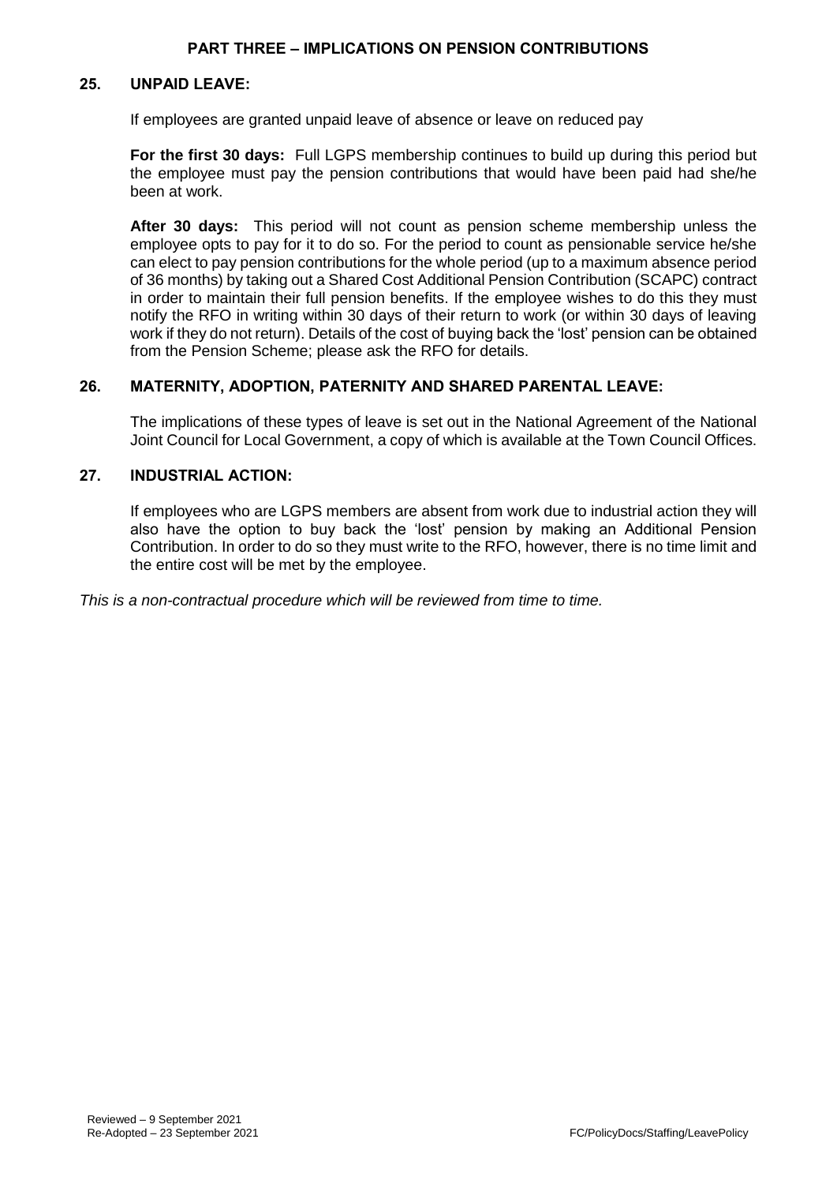## PART THREE – IMPLICATIONS ON PENSION CONTRIBUTIONS

### 25. UNPAID LEAVE:

If employees are granted unpaid leave of absence or leave on reduced pay

**For the first 30 days:** Full LGPS membership continues to build up during this period but the employee must pay the pension contributions that would have been paid had she/he been at work.

**After 30 days:** This period will not count as pension scheme membership unless the employee opts to pay for it to do so. For the period to count as pensionable service he/she can elect to pay pension contributions for the whole period (up to a maximum absence period of 36 months) by taking out a Shared Cost Additional Pension Contribution (SCAPC) contract in order to maintain their full pension benefits. If the employee wishes to do this they must notify the RFO in writing within 30 days of their return to work (or within 30 days of leaving work if they do not return). Details of the cost of buying back the 'lost' pension can be obtained from the Pension Scheme; please ask the RFO for details.

### 26. MATERNITY, ADOPTION, PATERNITY AND SHARED PARENTAL LEAVE:

The implications of these types of leave is set out in the National Agreement of the National Joint Council for Local Government, a copy of which is available at the Town Council Offices.

### 27. INDUSTRIAL ACTION:

If employees who are LGPS members are absent from work due to industrial action they will also have the option to buy back the 'lost' pension by making an Additional Pension Contribution. In order to do so they must write to the RFO, however, there is no time limit and the entire cost will be met by the employee.

*This is a non-contractual procedure which will be reviewed from time to time.*

Reviewed – 9 September 2021
Re-Adopted – 23 September 2021

FC/PolicyDocs/Staffing/LeavePolicy